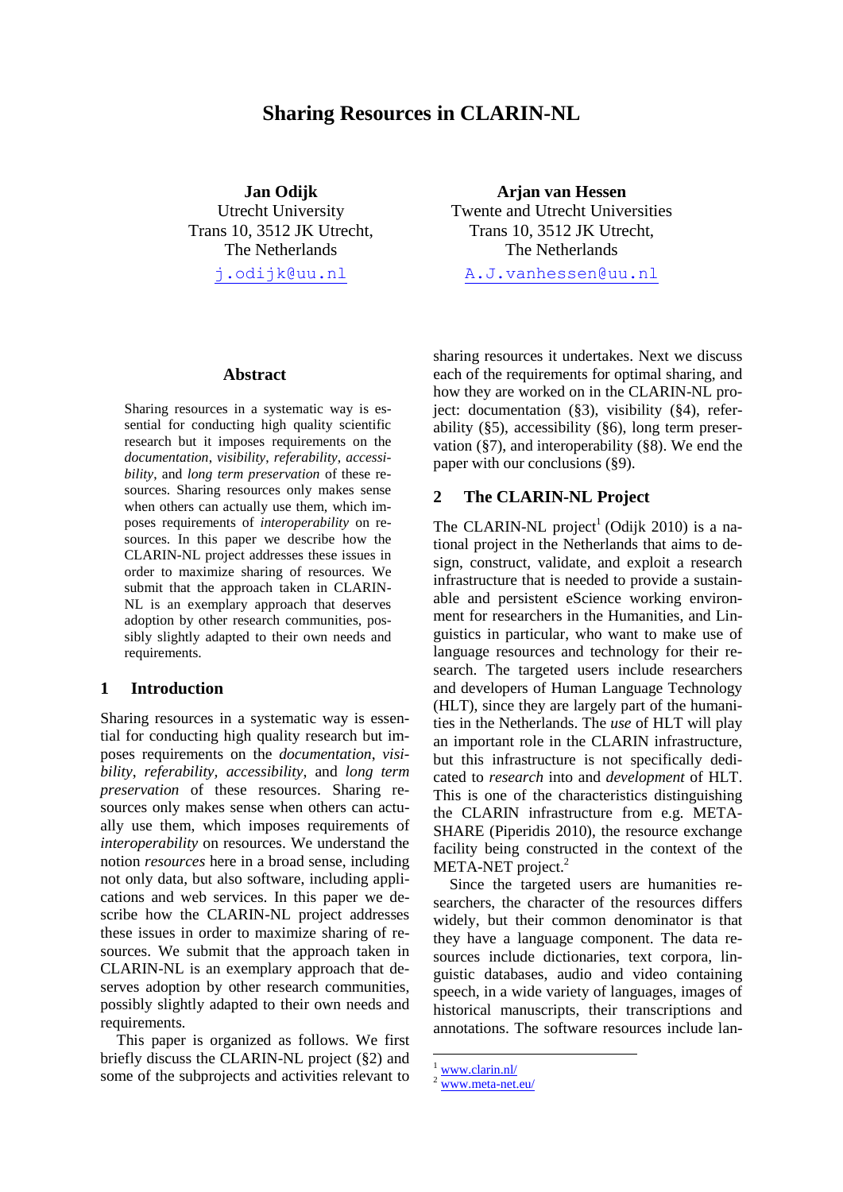# Sharing Resources in CLARIN-NL

**Jan Odijk**
Utrecht University
Trans 10, 3512 JK Utrecht,
The Netherlands
j.odijk@uu.nl

**Arjan van Hessen**
Twente and Utrecht Universities
Trans 10, 3512 JK Utrecht,
The Netherlands
A.J.vanhessen@uu.nl

## Abstract

Sharing resources in a systematic way is essential for conducting high quality scientific research but it imposes requirements on the *documentation*, *visibility*, *referability*, *accessibility*, and *long term preservation* of these resources. Sharing resources only makes sense when others can actually use them, which imposes requirements of *interoperability* on resources. In this paper we describe how the CLARIN-NL project addresses these issues in order to maximize sharing of resources. We submit that the approach taken in CLARIN-NL is an exemplary approach that deserves adoption by other research communities, possibly slightly adapted to their own needs and requirements.

## 1 Introduction

Sharing resources in a systematic way is essential for conducting high quality research but imposes requirements on the *documentation*, *visibility*, *referability*, *accessibility*, and *long term preservation* of these resources. Sharing resources only makes sense when others can actually use them, which imposes requirements of *interoperability* on resources. We understand the notion *resources* here in a broad sense, including not only data, but also software, including applications and web services. In this paper we describe how the CLARIN-NL project addresses these issues in order to maximize sharing of resources. We submit that the approach taken in CLARIN-NL is an exemplary approach that deserves adoption by other research communities, possibly slightly adapted to their own needs and requirements.

This paper is organized as follows. We first briefly discuss the CLARIN-NL project (§2) and some of the subprojects and activities relevant to sharing resources it undertakes. Next we discuss each of the requirements for optimal sharing, and how they are worked on in the CLARIN-NL project: documentation (§3), visibility (§4), referability (§5), accessibility (§6), long term preservation (§7), and interoperability (§8). We end the paper with our conclusions (§9).

## 2 The CLARIN-NL Project

The CLARIN-NL project[1] (Odijk 2010) is a national project in the Netherlands that aims to design, construct, validate, and exploit a research infrastructure that is needed to provide a sustainable and persistent eScience working environment for researchers in the Humanities, and Linguistics in particular, who want to make use of language resources and technology for their research. The targeted users include researchers and developers of Human Language Technology (HLT), since they are largely part of the humanities in the Netherlands. The *use* of HLT will play an important role in the CLARIN infrastructure, but this infrastructure is not specifically dedicated to *research* into and *development* of HLT. This is one of the characteristics distinguishing the CLARIN infrastructure from e.g. META-SHARE (Piperidis 2010), the resource exchange facility being constructed in the context of the META-NET project.[2]

Since the targeted users are humanities researchers, the character of the resources differs widely, but their common denominator is that they have a language component. The data resources include dictionaries, text corpora, linguistic databases, audio and video containing speech, in a wide variety of languages, images of historical manuscripts, their transcriptions and annotations. The software resources include lan-

[1] www.clarin.nl/
[2] www.meta-net.eu/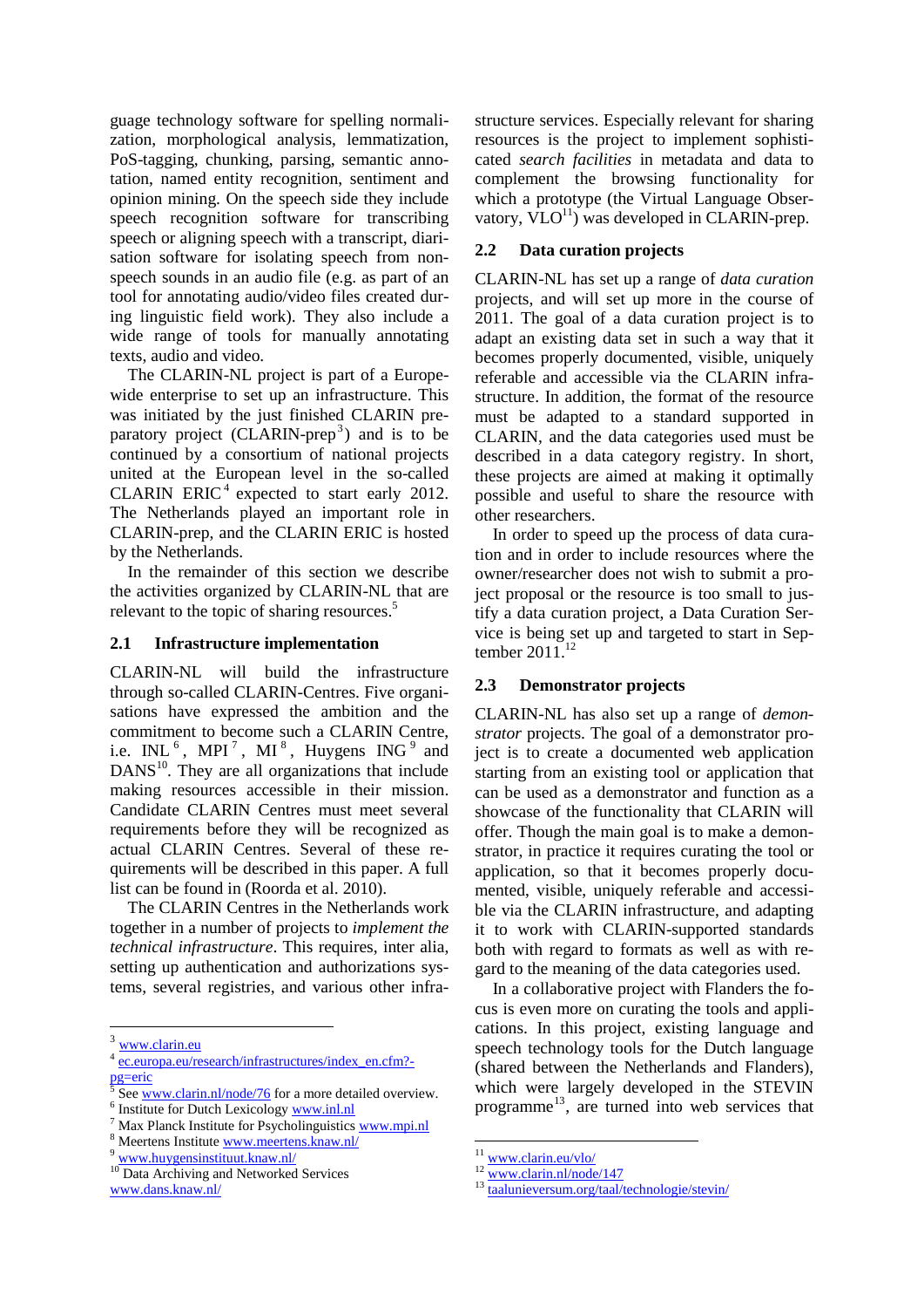guage technology software for spelling normalization, morphological analysis, lemmatization, PoS-tagging, chunking, parsing, semantic annotation, named entity recognition, sentiment and opinion mining. On the speech side they include speech recognition software for transcribing speech or aligning speech with a transcript, diarisation software for isolating speech from non-speech sounds in an audio file (e.g. as part of an tool for annotating audio/video files created during linguistic field work). They also include a wide range of tools for manually annotating texts, audio and video.

The CLARIN-NL project is part of a Europe-wide enterprise to set up an infrastructure. This was initiated by the just finished CLARIN preparatory project (CLARIN-prep[3]) and is to be continued by a consortium of national projects united at the European level in the so-called CLARIN ERIC[4] expected to start early 2012. The Netherlands played an important role in CLARIN-prep, and the CLARIN ERIC is hosted by the Netherlands.

In the remainder of this section we describe the activities organized by CLARIN-NL that are relevant to the topic of sharing resources.[5]

## 2.1 Infrastructure implementation

CLARIN-NL will build the infrastructure through so-called CLARIN-Centres. Five organisations have expressed the ambition and the commitment to become such a CLARIN Centre, i.e. INL[6], MPI[7], MI[8], Huygens ING[9] and DANS[10]. They are all organizations that include making resources accessible in their mission. Candidate CLARIN Centres must meet several requirements before they will be recognized as actual CLARIN Centres. Several of these requirements will be described in this paper. A full list can be found in (Roorda et al. 2010).

The CLARIN Centres in the Netherlands work together in a number of projects to *implement the technical infrastructure*. This requires, inter alia, setting up authentication and authorizations systems, several registries, and various other infrastructure services. Especially relevant for sharing resources is the project to implement sophisticated *search facilities* in metadata and data to complement the browsing functionality for which a prototype (the Virtual Language Observatory, VLO[11]) was developed in CLARIN-prep.

## 2.2 Data curation projects

CLARIN-NL has set up a range of *data curation* projects, and will set up more in the course of 2011. The goal of a data curation project is to adapt an existing data set in such a way that it becomes properly documented, visible, uniquely referable and accessible via the CLARIN infrastructure. In addition, the format of the resource must be adapted to a standard supported in CLARIN, and the data categories used must be described in a data category registry. In short, these projects are aimed at making it optimally possible and useful to share the resource with other researchers.

In order to speed up the process of data curation and in order to include resources where the owner/researcher does not wish to submit a project proposal or the resource is too small to justify a data curation project, a Data Curation Service is being set up and targeted to start in September 2011.[12]

## 2.3 Demonstrator projects

CLARIN-NL has also set up a range of *demonstrator* projects. The goal of a demonstrator project is to create a documented web application starting from an existing tool or application that can be used as a demonstrator and function as a showcase of the functionality that CLARIN will offer. Though the main goal is to make a demonstrator, in practice it requires curating the tool or application, so that it becomes properly documented, visible, uniquely referable and accessible via the CLARIN infrastructure, and adapting it to work with CLARIN-supported standards both with regard to formats as well as with regard to the meaning of the data categories used.

In a collaborative project with Flanders the focus is even more on curating the tools and applications. In this project, existing language and speech technology tools for the Dutch language (shared between the Netherlands and Flanders), which were largely developed in the STEVIN programme[13], are turned into web services that

---

[3] www.clarin.eu

[4] ec.europa.eu/research/infrastructures/index_en.cfm?-pg=eric

[5] See www.clarin.nl/node/76 for a more detailed overview.

[6] Institute for Dutch Lexicology www.inl.nl

[7] Max Planck Institute for Psycholinguistics www.mpi.nl

[8] Meertens Institute www.meertens.knaw.nl/

[9] www.huygensinstituut.knaw.nl/

[10] Data Archiving and Networked Services www.dans.knaw.nl/

[11] www.clarin.eu/vlo/

[12] www.clarin.nl/node/147

[13] taalunieversum.org/taal/technologie/stevin/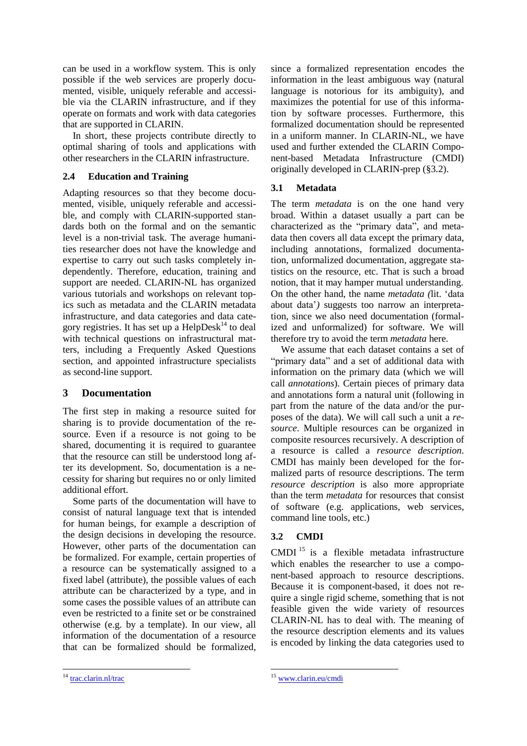can be used in a workflow system. This is only possible if the web services are properly documented, visible, uniquely referable and accessible via the CLARIN infrastructure, and if they operate on formats and work with data categories that are supported in CLARIN.

In short, these projects contribute directly to optimal sharing of tools and applications with other researchers in the CLARIN infrastructure.

### 2.4 Education and Training

Adapting resources so that they become documented, visible, uniquely referable and accessible, and comply with CLARIN-supported standards both on the formal and on the semantic level is a non-trivial task. The average humanities researcher does not have the knowledge and expertise to carry out such tasks completely independently. Therefore, education, training and support are needed. CLARIN-NL has organized various tutorials and workshops on relevant topics such as metadata and the CLARIN metadata infrastructure, and data categories and data category registries. It has set up a HelpDesk[14] to deal with technical questions on infrastructural matters, including a Frequently Asked Questions section, and appointed infrastructure specialists as second-line support.

## 3 Documentation

The first step in making a resource suited for sharing is to provide documentation of the resource. Even if a resource is not going to be shared, documenting it is required to guarantee that the resource can still be understood long after its development. So, documentation is a necessity for sharing but requires no or only limited additional effort.

Some parts of the documentation will have to consist of natural language text that is intended for human beings, for example a description of the design decisions in developing the resource. However, other parts of the documentation can be formalized. For example, certain properties of a resource can be systematically assigned to a fixed label (attribute), the possible values of each attribute can be characterized by a type, and in some cases the possible values of an attribute can even be restricted to a finite set or be constrained otherwise (e.g. by a template). In our view, all information of the documentation of a resource that can be formalized should be formalized, since a formalized representation encodes the information in the least ambiguous way (natural language is notorious for its ambiguity), and maximizes the potential for use of this information by software processes. Furthermore, this formalized documentation should be represented in a uniform manner. In CLARIN-NL, we have used and further extended the CLARIN Component-based Metadata Infrastructure (CMDI) originally developed in CLARIN-prep (§3.2).

### 3.1 Metadata

The term *metadata* is on the one hand very broad. Within a dataset usually a part can be characterized as the "primary data", and metadata then covers all data except the primary data, including annotations, formalized documentation, unformalized documentation, aggregate statistics on the resource, etc. That is such a broad notion, that it may hamper mutual understanding. On the other hand, the name *metadata (*lit. 'data about data'*)* suggests too narrow an interpretation, since we also need documentation (formalized and unformalized) for software. We will therefore try to avoid the term *metadata* here.

We assume that each dataset contains a set of "primary data" and a set of additional data with information on the primary data (which we will call *annotations*). Certain pieces of primary data and annotations form a natural unit (following in part from the nature of the data and/or the purposes of the data). We will call such a unit a *resource*. Multiple resources can be organized in composite resources recursively. A description of a resource is called a *resource description*. CMDI has mainly been developed for the formalized parts of resource descriptions. The term *resource description* is also more appropriate than the term *metadata* for resources that consist of software (e.g. applications, web services, command line tools, etc.)

### 3.2 CMDI

CMDI [15] is a flexible metadata infrastructure which enables the researcher to use a component-based approach to resource descriptions. Because it is component-based, it does not require a single rigid scheme, something that is not feasible given the wide variety of resources CLARIN-NL has to deal with. The meaning of the resource description elements and its values is encoded by linking the data categories used to

---

[14] trac.clarin.nl/trac

[15] www.clarin.eu/cmdi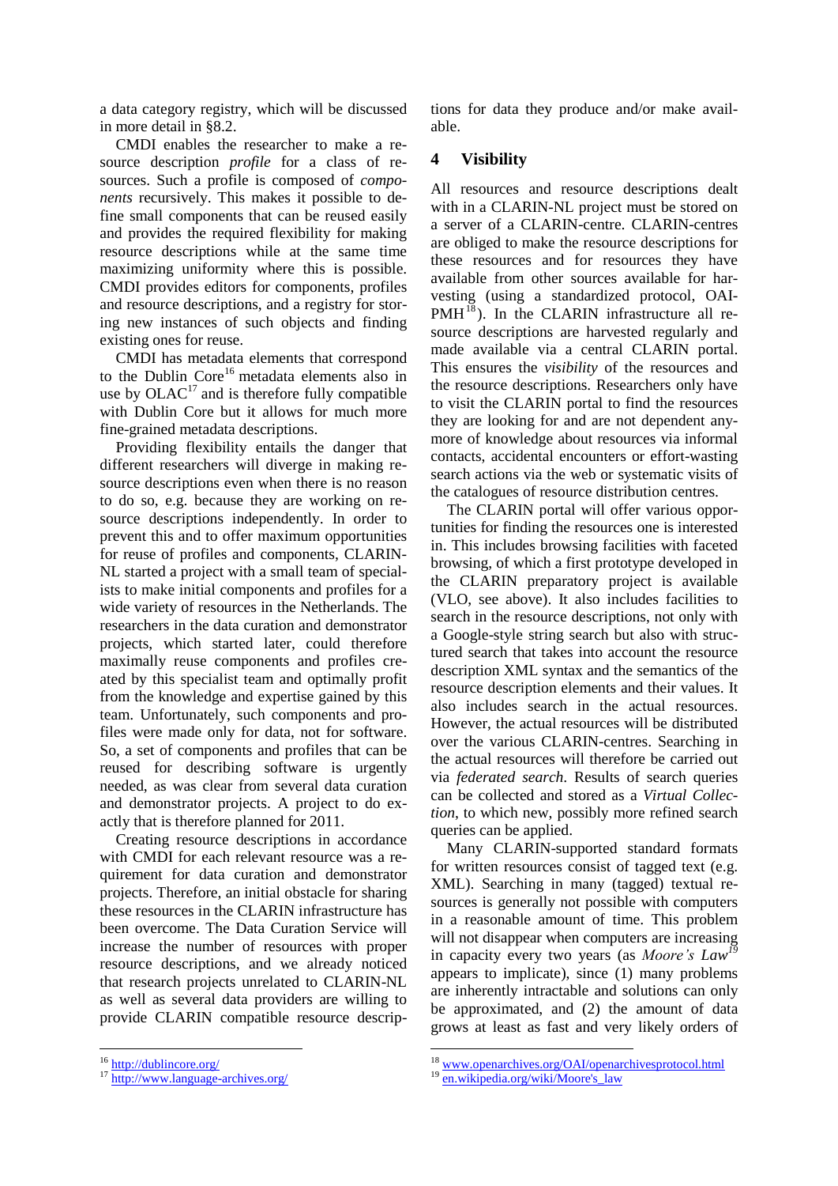a data category registry, which will be discussed in more detail in §8.2.

CMDI enables the researcher to make a resource description *profile* for a class of resources. Such a profile is composed of *components* recursively. This makes it possible to define small components that can be reused easily and provides the required flexibility for making resource descriptions while at the same time maximizing uniformity where this is possible. CMDI provides editors for components, profiles and resource descriptions, and a registry for storing new instances of such objects and finding existing ones for reuse.

CMDI has metadata elements that correspond to the Dublin Core[16] metadata elements also in use by OLAC[17] and is therefore fully compatible with Dublin Core but it allows for much more fine-grained metadata descriptions.

Providing flexibility entails the danger that different researchers will diverge in making resource descriptions even when there is no reason to do so, e.g. because they are working on resource descriptions independently. In order to prevent this and to offer maximum opportunities for reuse of profiles and components, CLARIN-NL started a project with a small team of specialists to make initial components and profiles for a wide variety of resources in the Netherlands. The researchers in the data curation and demonstrator projects, which started later, could therefore maximally reuse components and profiles created by this specialist team and optimally profit from the knowledge and expertise gained by this team. Unfortunately, such components and profiles were made only for data, not for software. So, a set of components and profiles that can be reused for describing software is urgently needed, as was clear from several data curation and demonstrator projects. A project to do exactly that is therefore planned for 2011.

Creating resource descriptions in accordance with CMDI for each relevant resource was a requirement for data curation and demonstrator projects. Therefore, an initial obstacle for sharing these resources in the CLARIN infrastructure has been overcome. The Data Curation Service will increase the number of resources with proper resource descriptions, and we already noticed that research projects unrelated to CLARIN-NL as well as several data providers are willing to provide CLARIN compatible resource descriptions for data they produce and/or make available.

## 4 Visibility

All resources and resource descriptions dealt with in a CLARIN-NL project must be stored on a server of a CLARIN-centre. CLARIN-centres are obliged to make the resource descriptions for these resources and for resources they have available from other sources available for harvesting (using a standardized protocol, OAI-PMH[18]). In the CLARIN infrastructure all resource descriptions are harvested regularly and made available via a central CLARIN portal. This ensures the *visibility* of the resources and the resource descriptions. Researchers only have to visit the CLARIN portal to find the resources they are looking for and are not dependent anymore of knowledge about resources via informal contacts, accidental encounters or effort-wasting search actions via the web or systematic visits of the catalogues of resource distribution centres.

The CLARIN portal will offer various opportunities for finding the resources one is interested in. This includes browsing facilities with faceted browsing, of which a first prototype developed in the CLARIN preparatory project is available (VLO, see above). It also includes facilities to search in the resource descriptions, not only with a Google-style string search but also with structured search that takes into account the resource description XML syntax and the semantics of the resource description elements and their values. It also includes search in the actual resources. However, the actual resources will be distributed over the various CLARIN-centres. Searching in the actual resources will therefore be carried out via *federated search*. Results of search queries can be collected and stored as a *Virtual Collection*, to which new, possibly more refined search queries can be applied.

Many CLARIN-supported standard formats for written resources consist of tagged text (e.g. XML). Searching in many (tagged) textual resources is generally not possible with computers in a reasonable amount of time. This problem will not disappear when computers are increasing in capacity every two years (as *Moore's Law*[19] appears to implicate), since (1) many problems are inherently intractable and solutions can only be approximated, and (2) the amount of data grows at least as fast and very likely orders of

---

[16] http://dublincore.org/

[17] http://www.language-archives.org/

[18] www.openarchives.org/OAI/openarchivesprotocol.html

[19] en.wikipedia.org/wiki/Moore's_law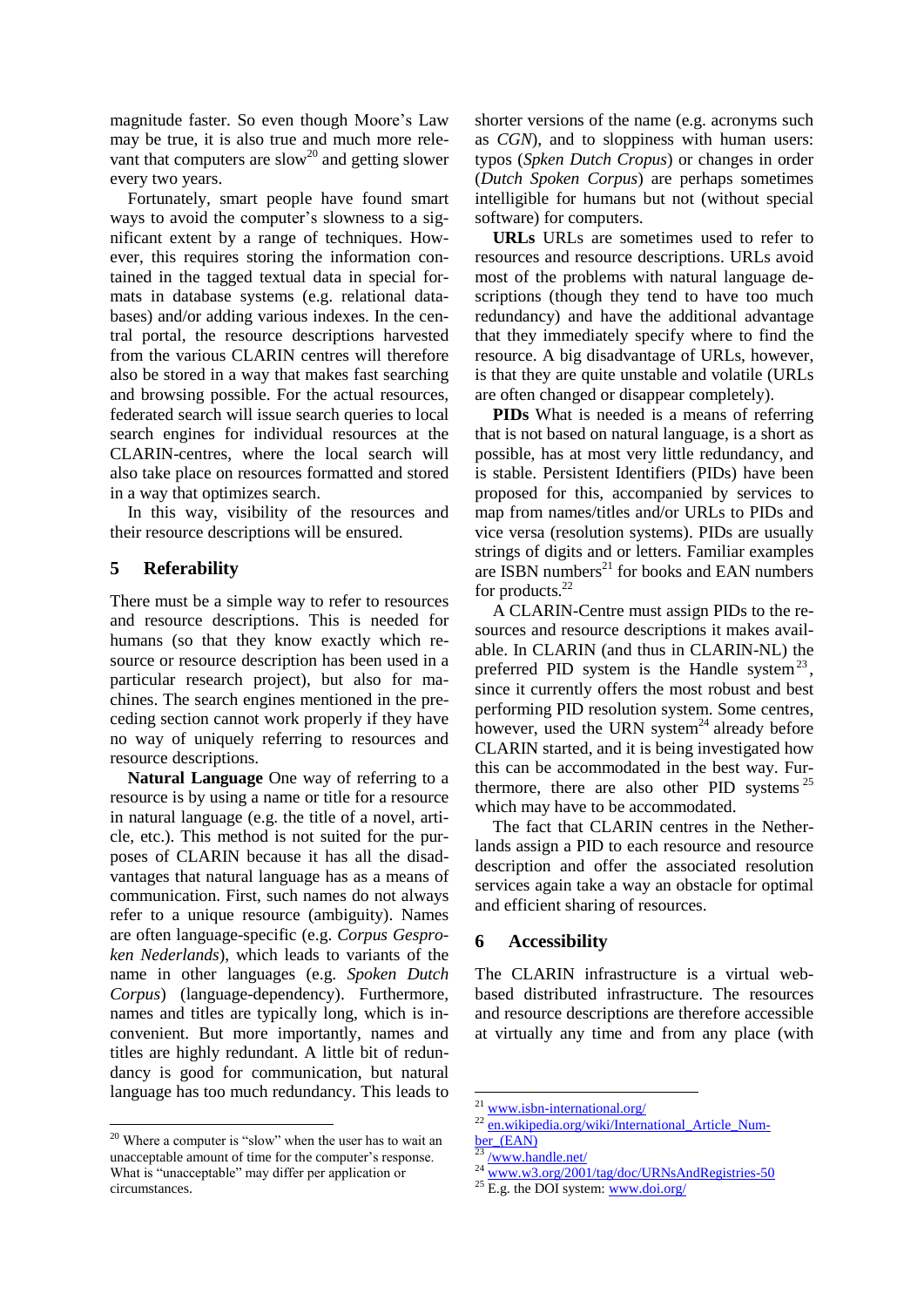magnitude faster. So even though Moore's Law may be true, it is also true and much more relevant that computers are slow[20] and getting slower every two years.

Fortunately, smart people have found smart ways to avoid the computer's slowness to a significant extent by a range of techniques. However, this requires storing the information contained in the tagged textual data in special formats in database systems (e.g. relational databases) and/or adding various indexes. In the central portal, the resource descriptions harvested from the various CLARIN centres will therefore also be stored in a way that makes fast searching and browsing possible. For the actual resources, federated search will issue search queries to local search engines for individual resources at the CLARIN-centres, where the local search will also take place on resources formatted and stored in a way that optimizes search.

In this way, visibility of the resources and their resource descriptions will be ensured.

## 5 Referability

There must be a simple way to refer to resources and resource descriptions. This is needed for humans (so that they know exactly which resource or resource description has been used in a particular research project), but also for machines. The search engines mentioned in the preceding section cannot work properly if they have no way of uniquely referring to resources and resource descriptions.

**Natural Language** One way of referring to a resource is by using a name or title for a resource in natural language (e.g. the title of a novel, article, etc.). This method is not suited for the purposes of CLARIN because it has all the disadvantages that natural language has as a means of communication. First, such names do not always refer to a unique resource (ambiguity). Names are often language-specific (e.g. *Corpus Gesproken Nederlands*), which leads to variants of the name in other languages (e.g. *Spoken Dutch Corpus*) (language-dependency). Furthermore, names and titles are typically long, which is inconvenient. But more importantly, names and titles are highly redundant. A little bit of redundancy is good for communication, but natural language has too much redundancy. This leads to shorter versions of the name (e.g. acronyms such as *CGN*), and to sloppiness with human users: typos (*Spken Dutch Cropus*) or changes in order (*Dutch Spoken Corpus*) are perhaps sometimes intelligible for humans but not (without special software) for computers.

**URLs** URLs are sometimes used to refer to resources and resource descriptions. URLs avoid most of the problems with natural language descriptions (though they tend to have too much redundancy) and have the additional advantage that they immediately specify where to find the resource. A big disadvantage of URLs, however, is that they are quite unstable and volatile (URLs are often changed or disappear completely).

**PIDs** What is needed is a means of referring that is not based on natural language, is a short as possible, has at most very little redundancy, and is stable. Persistent Identifiers (PIDs) have been proposed for this, accompanied by services to map from names/titles and/or URLs to PIDs and vice versa (resolution systems). PIDs are usually strings of digits and or letters. Familiar examples are ISBN numbers[21] for books and EAN numbers for products.[22]

A CLARIN-Centre must assign PIDs to the resources and resource descriptions it makes available. In CLARIN (and thus in CLARIN-NL) the preferred PID system is the Handle system[23], since it currently offers the most robust and best performing PID resolution system. Some centres, however, used the URN system[24] already before CLARIN started, and it is being investigated how this can be accommodated in the best way. Furthermore, there are also other PID systems[25] which may have to be accommodated.

The fact that CLARIN centres in the Netherlands assign a PID to each resource and resource description and offer the associated resolution services again take a way an obstacle for optimal and efficient sharing of resources.

## 6 Accessibility

The CLARIN infrastructure is a virtual web-based distributed infrastructure. The resources and resource descriptions are therefore accessible at virtually any time and from any place (with

---

[20] Where a computer is "slow" when the user has to wait an unacceptable amount of time for the computer's response. What is "unacceptable" may differ per application or circumstances.

[21] www.isbn-international.org/

[22] en.wikipedia.org/wiki/International_Article_Number_(EAN)

[23] /www.handle.net/

[24] www.w3.org/2001/tag/doc/URNsAndRegistries-50

[25] E.g. the DOI system: www.doi.org/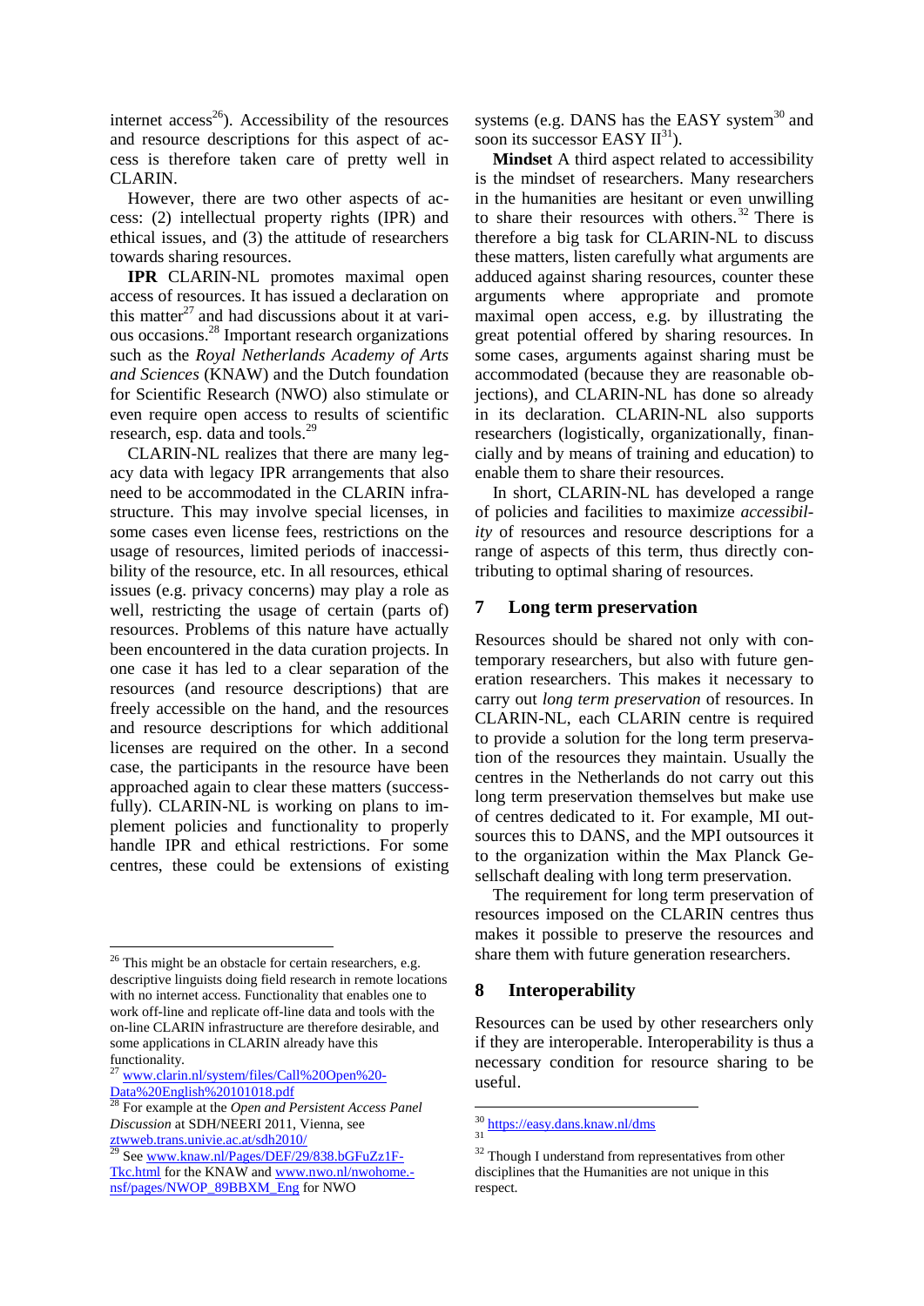internet access[26]). Accessibility of the resources and resource descriptions for this aspect of access is therefore taken care of pretty well in CLARIN.

However, there are two other aspects of access: (2) intellectual property rights (IPR) and ethical issues, and (3) the attitude of researchers towards sharing resources.

**IPR** CLARIN-NL promotes maximal open access of resources. It has issued a declaration on this matter[27] and had discussions about it at various occasions.[28] Important research organizations such as the *Royal Netherlands Academy of Arts and Sciences* (KNAW) and the Dutch foundation for Scientific Research (NWO) also stimulate or even require open access to results of scientific research, esp. data and tools.[29]

CLARIN-NL realizes that there are many legacy data with legacy IPR arrangements that also need to be accommodated in the CLARIN infrastructure. This may involve special licenses, in some cases even license fees, restrictions on the usage of resources, limited periods of inaccessibility of the resource, etc. In all resources, ethical issues (e.g. privacy concerns) may play a role as well, restricting the usage of certain (parts of) resources. Problems of this nature have actually been encountered in the data curation projects. In one case it has led to a clear separation of the resources (and resource descriptions) that are freely accessible on the hand, and the resources and resource descriptions for which additional licenses are required on the other. In a second case, the participants in the resource have been approached again to clear these matters (successfully). CLARIN-NL is working on plans to implement policies and functionality to properly handle IPR and ethical restrictions. For some centres, these could be extensions of existing systems (e.g. DANS has the EASY system[30] and soon its successor EASY II[31]).

**Mindset** A third aspect related to accessibility is the mindset of researchers. Many researchers in the humanities are hesitant or even unwilling to share their resources with others.[32] There is therefore a big task for CLARIN-NL to discuss these matters, listen carefully what arguments are adduced against sharing resources, counter these arguments where appropriate and promote maximal open access, e.g. by illustrating the great potential offered by sharing resources. In some cases, arguments against sharing must be accommodated (because they are reasonable objections), and CLARIN-NL has done so already in its declaration. CLARIN-NL also supports researchers (logistically, organizationally, financially and by means of training and education) to enable them to share their resources.

In short, CLARIN-NL has developed a range of policies and facilities to maximize *accessibility* of resources and resource descriptions for a range of aspects of this term, thus directly contributing to optimal sharing of resources.

## 7 Long term preservation

Resources should be shared not only with contemporary researchers, but also with future generation researchers. This makes it necessary to carry out *long term preservation* of resources. In CLARIN-NL, each CLARIN centre is required to provide a solution for the long term preservation of the resources they maintain. Usually the centres in the Netherlands do not carry out this long term preservation themselves but make use of centres dedicated to it. For example, MI outsources this to DANS, and the MPI outsources it to the organization within the Max Planck Gesellschaft dealing with long term preservation.

The requirement for long term preservation of resources imposed on the CLARIN centres thus makes it possible to preserve the resources and share them with future generation researchers.

## 8 Interoperability

Resources can be used by other researchers only if they are interoperable. Interoperability is thus a necessary condition for resource sharing to be useful.

---

[26] This might be an obstacle for certain researchers, e.g. descriptive linguists doing field research in remote locations with no internet access. Functionality that enables one to work off-line and replicate off-line data and tools with the on-line CLARIN infrastructure are therefore desirable, and some applications in CLARIN already have this functionality.

[27] www.clarin.nl/system/files/Call%20Open%20-Data%20English%20101018.pdf

[28] For example at the *Open and Persistent Access Panel Discussion* at SDH/NEERI 2011, Vienna, see ztwweb.trans.univie.ac.at/sdh2010/

[29] See www.knaw.nl/Pages/DEF/29/838.bGFuZz1F-Tkc.html for the KNAW and www.nwo.nl/nwohome.-nsf/pages/NWOP_89BBXM_Eng for NWO

[30] https://easy.dans.knaw.nl/dms

[31]

[32] Though I understand from representatives from other disciplines that the Humanities are not unique in this respect.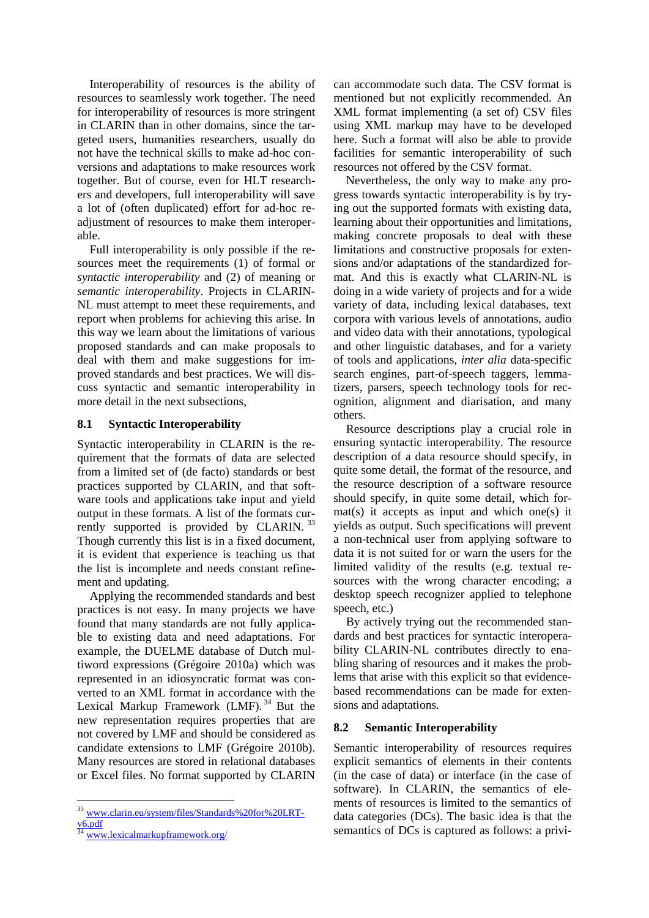Interoperability of resources is the ability of resources to seamlessly work together. The need for interoperability of resources is more stringent in CLARIN than in other domains, since the targeted users, humanities researchers, usually do not have the technical skills to make ad-hoc conversions and adaptations to make resources work together. But of course, even for HLT researchers and developers, full interoperability will save a lot of (often duplicated) effort for ad-hoc readjustment of resources to make them interoperable.

Full interoperability is only possible if the resources meet the requirements (1) of formal or *syntactic interoperability* and (2) of meaning or *semantic interoperability*. Projects in CLARIN-NL must attempt to meet these requirements, and report when problems for achieving this arise. In this way we learn about the limitations of various proposed standards and can make proposals to deal with them and make suggestions for improved standards and best practices. We will discuss syntactic and semantic interoperability in more detail in the next subsections,

### 8.1 Syntactic Interoperability

Syntactic interoperability in CLARIN is the requirement that the formats of data are selected from a limited set of (de facto) standards or best practices supported by CLARIN, and that software tools and applications take input and yield output in these formats. A list of the formats currently supported is provided by CLARIN. [33] Though currently this list is in a fixed document, it is evident that experience is teaching us that the list is incomplete and needs constant refinement and updating.

Applying the recommended standards and best practices is not easy. In many projects we have found that many standards are not fully applicable to existing data and need adaptations. For example, the DUELME database of Dutch multiword expressions (Grégoire 2010a) which was represented in an idiosyncratic format was converted to an XML format in accordance with the Lexical Markup Framework (LMF). [34] But the new representation requires properties that are not covered by LMF and should be considered as candidate extensions to LMF (Grégoire 2010b). Many resources are stored in relational databases or Excel files. No format supported by CLARIN can accommodate such data. The CSV format is mentioned but not explicitly recommended. An XML format implementing (a set of) CSV files using XML markup may have to be developed here. Such a format will also be able to provide facilities for semantic interoperability of such resources not offered by the CSV format.

Nevertheless, the only way to make any progress towards syntactic interoperability is by trying out the supported formats with existing data, learning about their opportunities and limitations, making concrete proposals to deal with these limitations and constructive proposals for extensions and/or adaptations of the standardized format. And this is exactly what CLARIN-NL is doing in a wide variety of projects and for a wide variety of data, including lexical databases, text corpora with various levels of annotations, audio and video data with their annotations, typological and other linguistic databases, and for a variety of tools and applications, *inter alia* data-specific search engines, part-of-speech taggers, lemmatizers, parsers, speech technology tools for recognition, alignment and diarisation, and many others.

Resource descriptions play a crucial role in ensuring syntactic interoperability. The resource description of a data resource should specify, in quite some detail, the format of the resource, and the resource description of a software resource should specify, in quite some detail, which format(s) it accepts as input and which one(s) it yields as output. Such specifications will prevent a non-technical user from applying software to data it is not suited for or warn the users for the limited validity of the results (e.g. textual resources with the wrong character encoding; a desktop speech recognizer applied to telephone speech, etc.)

By actively trying out the recommended standards and best practices for syntactic interoperability CLARIN-NL contributes directly to enabling sharing of resources and it makes the problems that arise with this explicit so that evidence-based recommendations can be made for extensions and adaptations.

### 8.2 Semantic Interoperability

Semantic interoperability of resources requires explicit semantics of elements in their contents (in the case of data) or interface (in the case of software). In CLARIN, the semantics of elements of resources is limited to the semantics of data categories (DCs). The basic idea is that the semantics of DCs is captured as follows: a privi-

---

[33] www.clarin.eu/system/files/Standards%20for%20LRT-v6.pdf

[34] www.lexicalmarkupframework.org/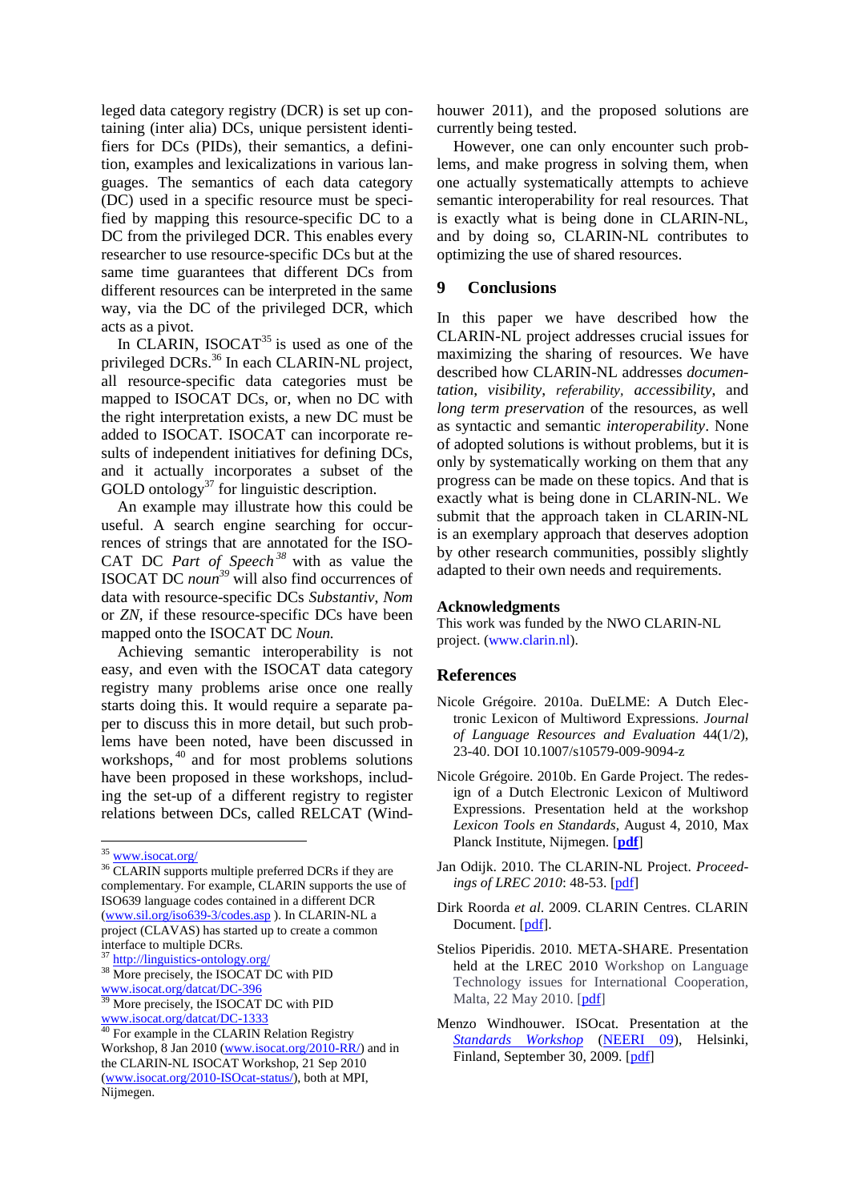leged data category registry (DCR) is set up containing (inter alia) DCs, unique persistent identifiers for DCs (PIDs), their semantics, a definition, examples and lexicalizations in various languages. The semantics of each data category (DC) used in a specific resource must be specified by mapping this resource-specific DC to a DC from the privileged DCR. This enables every researcher to use resource-specific DCs but at the same time guarantees that different DCs from different resources can be interpreted in the same way, via the DC of the privileged DCR, which acts as a pivot.

In CLARIN, ISOCAT[35] is used as one of the privileged DCRs.[36] In each CLARIN-NL project, all resource-specific data categories must be mapped to ISOCAT DCs, or, when no DC with the right interpretation exists, a new DC must be added to ISOCAT. ISOCAT can incorporate results of independent initiatives for defining DCs, and it actually incorporates a subset of the GOLD ontology[37] for linguistic description.

An example may illustrate how this could be useful. A search engine searching for occurrences of strings that are annotated for the ISOCAT DC *Part of Speech*[38] with as value the ISOCAT DC *noun*[39] will also find occurrences of data with resource-specific DCs *Substantiv*, *Nom* or *ZN*, if these resource-specific DCs have been mapped onto the ISOCAT DC *Noun.*

Achieving semantic interoperability is not easy, and even with the ISOCAT data category registry many problems arise once one really starts doing this. It would require a separate paper to discuss this in more detail, but such problems have been noted, have been discussed in workshops,[40] and for most problems solutions have been proposed in these workshops, including the set-up of a different registry to register relations between DCs, called RELCAT (Windhouwer 2011), and the proposed solutions are currently being tested.

However, one can only encounter such problems, and make progress in solving them, when one actually systematically attempts to achieve semantic interoperability for real resources. That is exactly what is being done in CLARIN-NL, and by doing so, CLARIN-NL contributes to optimizing the use of shared resources.

## 9 Conclusions

In this paper we have described how the CLARIN-NL project addresses crucial issues for maximizing the sharing of resources. We have described how CLARIN-NL addresses *documentation*, *visibility*, *referability*, *accessibility*, and *long term preservation* of the resources, as well as syntactic and semantic *interoperability*. None of adopted solutions is without problems, but it is only by systematically working on them that any progress can be made on these topics. And that is exactly what is being done in CLARIN-NL. We submit that the approach taken in CLARIN-NL is an exemplary approach that deserves adoption by other research communities, possibly slightly adapted to their own needs and requirements.

### Acknowledgments

This work was funded by the NWO CLARIN-NL project. (www.clarin.nl).

## References

Nicole Grégoire. 2010a. DuELME: A Dutch Electronic Lexicon of Multiword Expressions. *Journal of Language Resources and Evaluation* 44(1/2), 23-40. DOI 10.1007/s10579-009-9094-z

Nicole Grégoire. 2010b. En Garde Project. The redesign of a Dutch Electronic Lexicon of Multiword Expressions. Presentation held at the workshop *Lexicon Tools en Standards*, August 4, 2010, Max Planck Institute, Nijmegen. [**pdf**]

Jan Odijk. 2010. The CLARIN-NL Project. *Proceedings of LREC 2010*: 48-53. [pdf]

Dirk Roorda *et al.* 2009. CLARIN Centres. CLARIN Document. [pdf].

Stelios Piperidis. 2010. META-SHARE. Presentation held at the LREC 2010 Workshop on Language Technology issues for International Cooperation, Malta, 22 May 2010. [pdf]

Menzo Windhouwer. ISOcat. Presentation at the *Standards Workshop* (NEERI 09), Helsinki, Finland, September 30, 2009. [pdf]

---

[35] www.isocat.org/

[36] CLARIN supports multiple preferred DCRs if they are complementary. For example, CLARIN supports the use of ISO639 language codes contained in a different DCR (www.sil.org/iso639-3/codes.asp ). In CLARIN-NL a project (CLAVAS) has started up to create a common interface to multiple DCRs.

[37] http://linguistics-ontology.org/

[38] More precisely, the ISOCAT DC with PID www.isocat.org/datcat/DC-396

[39] More precisely, the ISOCAT DC with PID www.isocat.org/datcat/DC-1333

[40] For example in the CLARIN Relation Registry Workshop, 8 Jan 2010 (www.isocat.org/2010-RR/) and in the CLARIN-NL ISOCAT Workshop, 21 Sep 2010 (www.isocat.org/2010-ISOcat-status/), both at MPI, Nijmegen.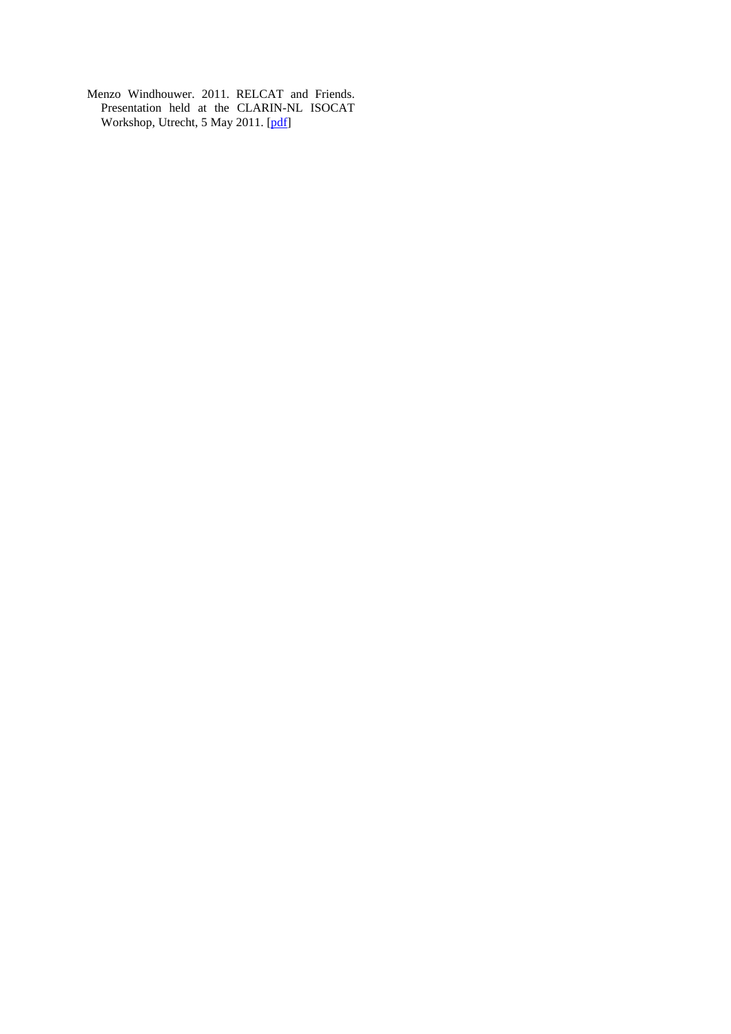Menzo Windhouwer. 2011. RELCAT and Friends. Presentation held at the CLARIN-NL ISOCAT Workshop, Utrecht, 5 May 2011. [pdf]